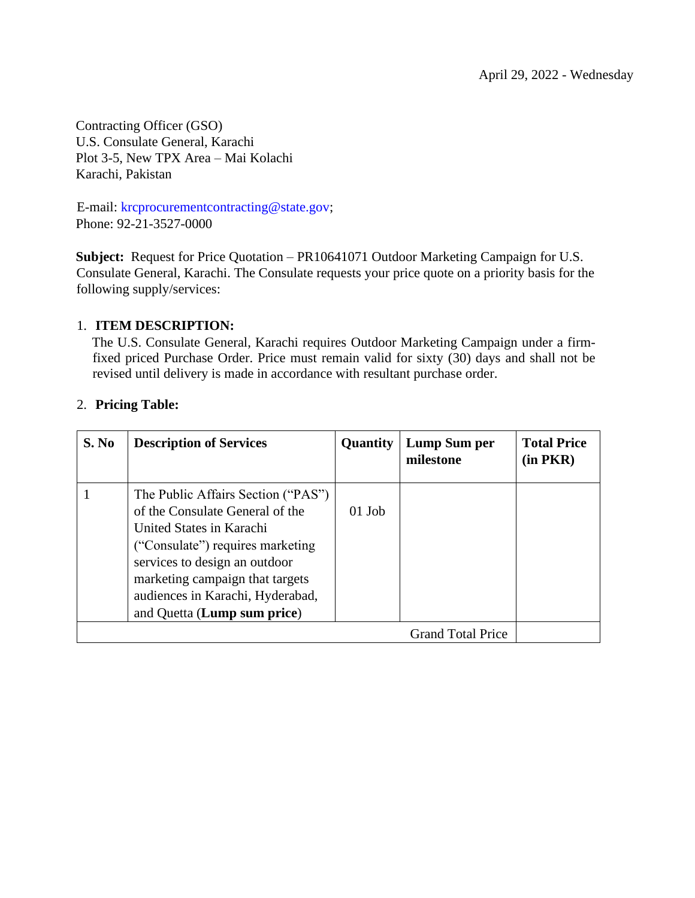April 29, 2022 - Wednesday

Contracting Officer (GSO)
U.S. Consulate General, Karachi
Plot 3-5, New TPX Area – Mai Kolachi
Karachi, Pakistan

E-mail: krcprocurementcontracting@state.gov;
Phone: 92-21-3527-0000

**Subject:** Request for Price Quotation – PR10641071 Outdoor Marketing Campaign for U.S. Consulate General, Karachi. The Consulate requests your price quote on a priority basis for the following supply/services:

1. **ITEM DESCRIPTION:**
   The U.S. Consulate General, Karachi requires Outdoor Marketing Campaign under a firm-fixed priced Purchase Order. Price must remain valid for sixty (30) days and shall not be revised until delivery is made in accordance with resultant purchase order.

2. **Pricing Table:**

| S. No | Description of Services | Quantity | Lump Sum per milestone | Total Price (in PKR) |
|---|---|---|---|---|
| 1 | The Public Affairs Section ("PAS") of the Consulate General of the United States in Karachi ("Consulate") requires marketing services to design an outdoor marketing campaign that targets audiences in Karachi, Hyderabad, and Quetta (**Lump sum price**) | 01 Job | | |
| | | | Grand Total Price | |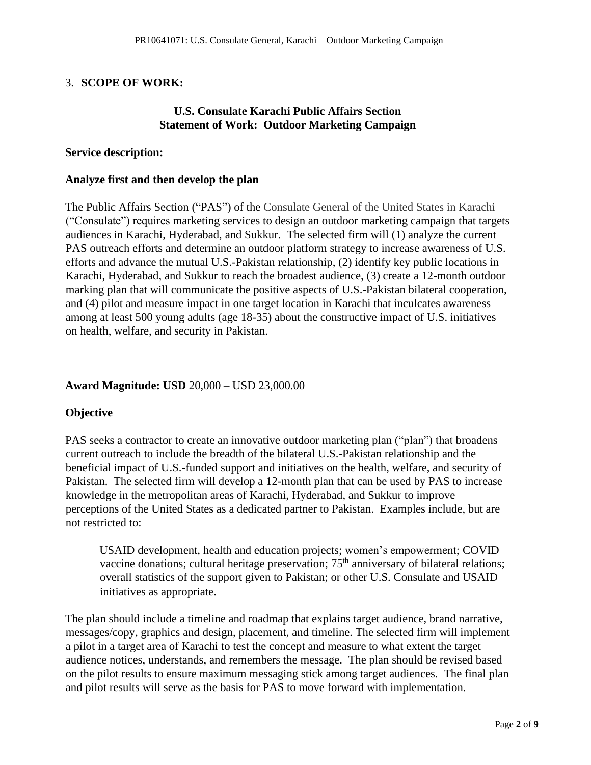3. **SCOPE OF WORK:**

## U.S. Consulate Karachi Public Affairs Section Statement of Work: Outdoor Marketing Campaign

**Service description:**

**Analyze first and then develop the plan**

The Public Affairs Section ("PAS") of the Consulate General of the United States in Karachi ("Consulate") requires marketing services to design an outdoor marketing campaign that targets audiences in Karachi, Hyderabad, and Sukkur. The selected firm will (1) analyze the current PAS outreach efforts and determine an outdoor platform strategy to increase awareness of U.S. efforts and advance the mutual U.S.-Pakistan relationship, (2) identify key public locations in Karachi, Hyderabad, and Sukkur to reach the broadest audience, (3) create a 12-month outdoor marking plan that will communicate the positive aspects of U.S.-Pakistan bilateral cooperation, and (4) pilot and measure impact in one target location in Karachi that inculcates awareness among at least 500 young adults (age 18-35) about the constructive impact of U.S. initiatives on health, welfare, and security in Pakistan.

**Award Magnitude: USD** 20,000 – USD 23,000.00

**Objective**

PAS seeks a contractor to create an innovative outdoor marketing plan ("plan") that broadens current outreach to include the breadth of the bilateral U.S.-Pakistan relationship and the beneficial impact of U.S.-funded support and initiatives on the health, welfare, and security of Pakistan. The selected firm will develop a 12-month plan that can be used by PAS to increase knowledge in the metropolitan areas of Karachi, Hyderabad, and Sukkur to improve perceptions of the United States as a dedicated partner to Pakistan. Examples include, but are not restricted to:

> USAID development, health and education projects; women's empowerment; COVID vaccine donations; cultural heritage preservation; 75th anniversary of bilateral relations; overall statistics of the support given to Pakistan; or other U.S. Consulate and USAID initiatives as appropriate.

The plan should include a timeline and roadmap that explains target audience, brand narrative, messages/copy, graphics and design, placement, and timeline. The selected firm will implement a pilot in a target area of Karachi to test the concept and measure to what extent the target audience notices, understands, and remembers the message. The plan should be revised based on the pilot results to ensure maximum messaging stick among target audiences. The final plan and pilot results will serve as the basis for PAS to move forward with implementation.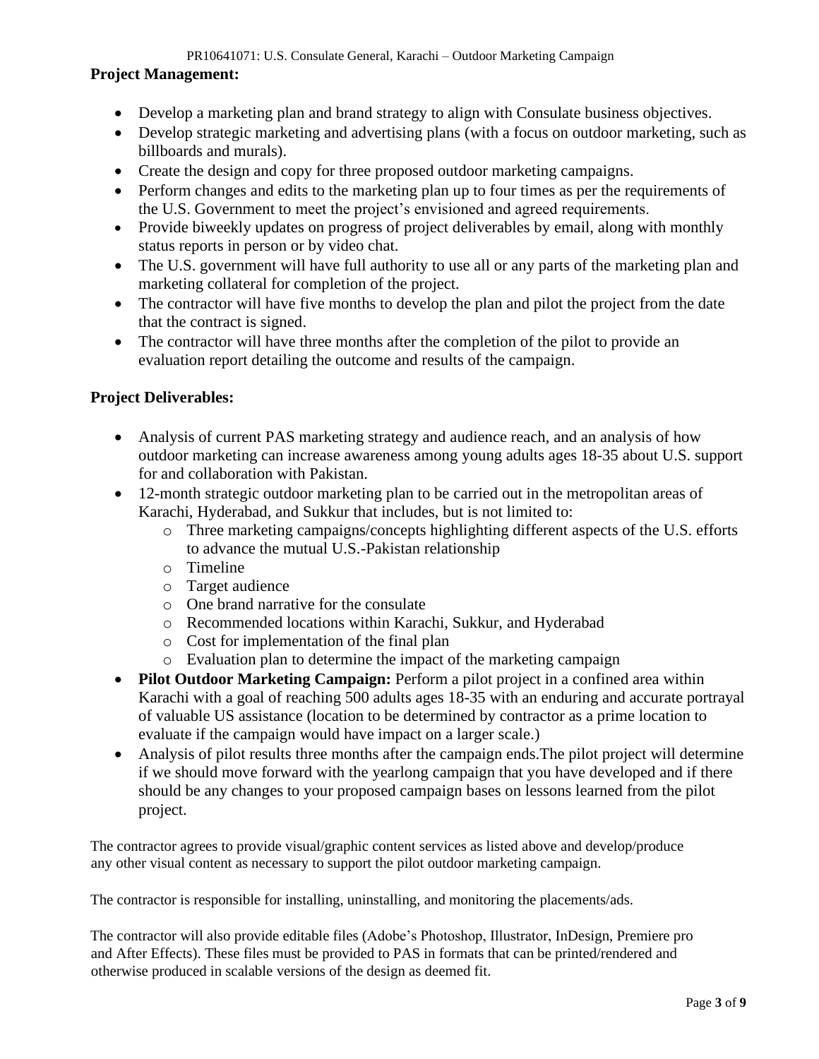**Project Management:**

- Develop a marketing plan and brand strategy to align with Consulate business objectives.
- Develop strategic marketing and advertising plans (with a focus on outdoor marketing, such as billboards and murals).
- Create the design and copy for three proposed outdoor marketing campaigns.
- Perform changes and edits to the marketing plan up to four times as per the requirements of the U.S. Government to meet the project's envisioned and agreed requirements.
- Provide biweekly updates on progress of project deliverables by email, along with monthly status reports in person or by video chat.
- The U.S. government will have full authority to use all or any parts of the marketing plan and marketing collateral for completion of the project.
- The contractor will have five months to develop the plan and pilot the project from the date that the contract is signed.
- The contractor will have three months after the completion of the pilot to provide an evaluation report detailing the outcome and results of the campaign.

**Project Deliverables:**

- Analysis of current PAS marketing strategy and audience reach, and an analysis of how outdoor marketing can increase awareness among young adults ages 18-35 about U.S. support for and collaboration with Pakistan.
- 12-month strategic outdoor marketing plan to be carried out in the metropolitan areas of Karachi, Hyderabad, and Sukkur that includes, but is not limited to:
  - Three marketing campaigns/concepts highlighting different aspects of the U.S. efforts to advance the mutual U.S.-Pakistan relationship
  - Timeline
  - Target audience
  - One brand narrative for the consulate
  - Recommended locations within Karachi, Sukkur, and Hyderabad
  - Cost for implementation of the final plan
  - Evaluation plan to determine the impact of the marketing campaign
- **Pilot Outdoor Marketing Campaign:** Perform a pilot project in a confined area within Karachi with a goal of reaching 500 adults ages 18-35 with an enduring and accurate portrayal of valuable US assistance (location to be determined by contractor as a prime location to evaluate if the campaign would have impact on a larger scale.)
- Analysis of pilot results three months after the campaign ends.The pilot project will determine if we should move forward with the yearlong campaign that you have developed and if there should be any changes to your proposed campaign bases on lessons learned from the pilot project.

The contractor agrees to provide visual/graphic content services as listed above and develop/produce any other visual content as necessary to support the pilot outdoor marketing campaign.

The contractor is responsible for installing, uninstalling, and monitoring the placements/ads.

The contractor will also provide editable files (Adobe's Photoshop, Illustrator, InDesign, Premiere pro and After Effects). These files must be provided to PAS in formats that can be printed/rendered and otherwise produced in scalable versions of the design as deemed fit.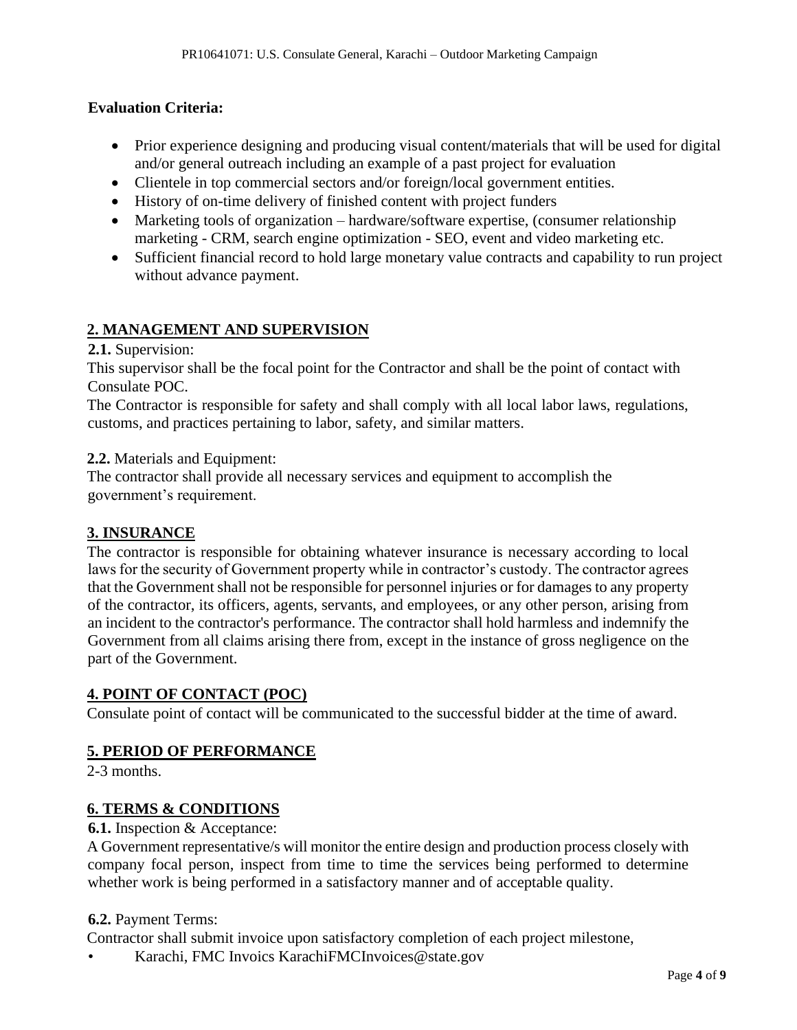**Evaluation Criteria:**

- Prior experience designing and producing visual content/materials that will be used for digital and/or general outreach including an example of a past project for evaluation
- Clientele in top commercial sectors and/or foreign/local government entities.
- History of on-time delivery of finished content with project funders
- Marketing tools of organization – hardware/software expertise, (consumer relationship marketing - CRM, search engine optimization - SEO, event and video marketing etc.
- Sufficient financial record to hold large monetary value contracts and capability to run project without advance payment.

## 2. MANAGEMENT AND SUPERVISION

**2.1.** Supervision:
This supervisor shall be the focal point for the Contractor and shall be the point of contact with Consulate POC.
The Contractor is responsible for safety and shall comply with all local labor laws, regulations, customs, and practices pertaining to labor, safety, and similar matters.

**2.2.** Materials and Equipment:
The contractor shall provide all necessary services and equipment to accomplish the government's requirement.

## 3. INSURANCE

The contractor is responsible for obtaining whatever insurance is necessary according to local laws for the security of Government property while in contractor's custody. The contractor agrees that the Government shall not be responsible for personnel injuries or for damages to any property of the contractor, its officers, agents, servants, and employees, or any other person, arising from an incident to the contractor's performance. The contractor shall hold harmless and indemnify the Government from all claims arising there from, except in the instance of gross negligence on the part of the Government.

## 4. POINT OF CONTACT (POC)

Consulate point of contact will be communicated to the successful bidder at the time of award.

## 5. PERIOD OF PERFORMANCE

2-3 months.

## 6. TERMS & CONDITIONS

**6.1.** Inspection & Acceptance:
A Government representative/s will monitor the entire design and production process closely with company focal person, inspect from time to time the services being performed to determine whether work is being performed in a satisfactory manner and of acceptable quality.

**6.2.** Payment Terms:
Contractor shall submit invoice upon satisfactory completion of each project milestone,

- Karachi, FMC Invoics KarachiFMCInvoices@state.gov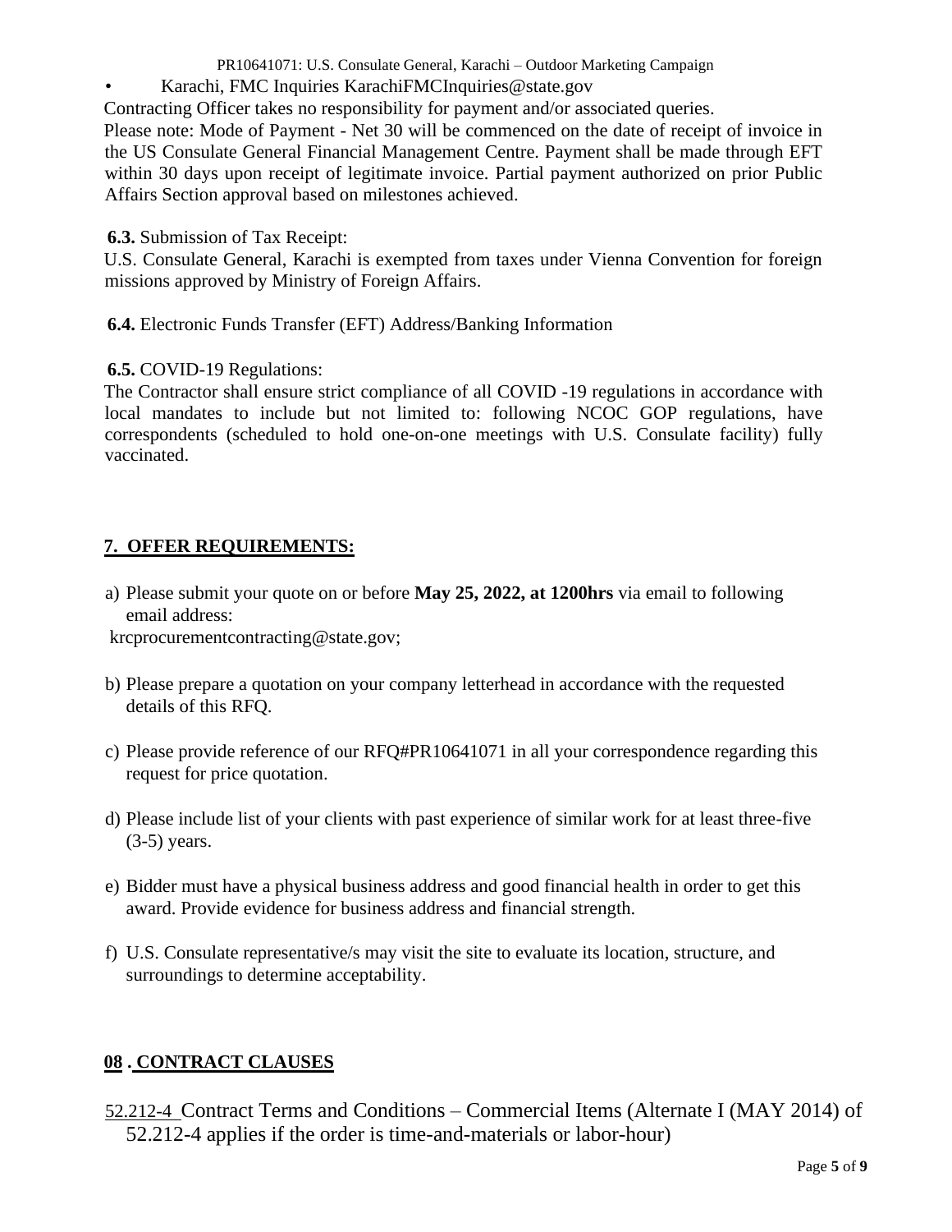- Karachi, FMC Inquiries KarachiFMCInquiries@state.gov

Contracting Officer takes no responsibility for payment and/or associated queries.

Please note: Mode of Payment - Net 30 will be commenced on the date of receipt of invoice in the US Consulate General Financial Management Centre. Payment shall be made through EFT within 30 days upon receipt of legitimate invoice. Partial payment authorized on prior Public Affairs Section approval based on milestones achieved.

**6.3.** Submission of Tax Receipt:

U.S. Consulate General, Karachi is exempted from taxes under Vienna Convention for foreign missions approved by Ministry of Foreign Affairs.

**6.4.** Electronic Funds Transfer (EFT) Address/Banking Information

**6.5.** COVID-19 Regulations:

The Contractor shall ensure strict compliance of all COVID -19 regulations in accordance with local mandates to include but not limited to: following NCOC GOP regulations, have correspondents (scheduled to hold one-on-one meetings with U.S. Consulate facility) fully vaccinated.

## 7. OFFER REQUIREMENTS:

a) Please submit your quote on or before **May 25, 2022, at 1200hrs** via email to following email address:
krcprocurementcontracting@state.gov;

b) Please prepare a quotation on your company letterhead in accordance with the requested details of this RFQ.

c) Please provide reference of our RFQ#PR10641071 in all your correspondence regarding this request for price quotation.

d) Please include list of your clients with past experience of similar work for at least three-five (3-5) years.

e) Bidder must have a physical business address and good financial health in order to get this award. Provide evidence for business address and financial strength.

f) U.S. Consulate representative/s may visit the site to evaluate its location, structure, and surroundings to determine acceptability.

## 08 . CONTRACT CLAUSES

52.212-4 Contract Terms and Conditions – Commercial Items (Alternate I (MAY 2014) of 52.212-4 applies if the order is time-and-materials or labor-hour)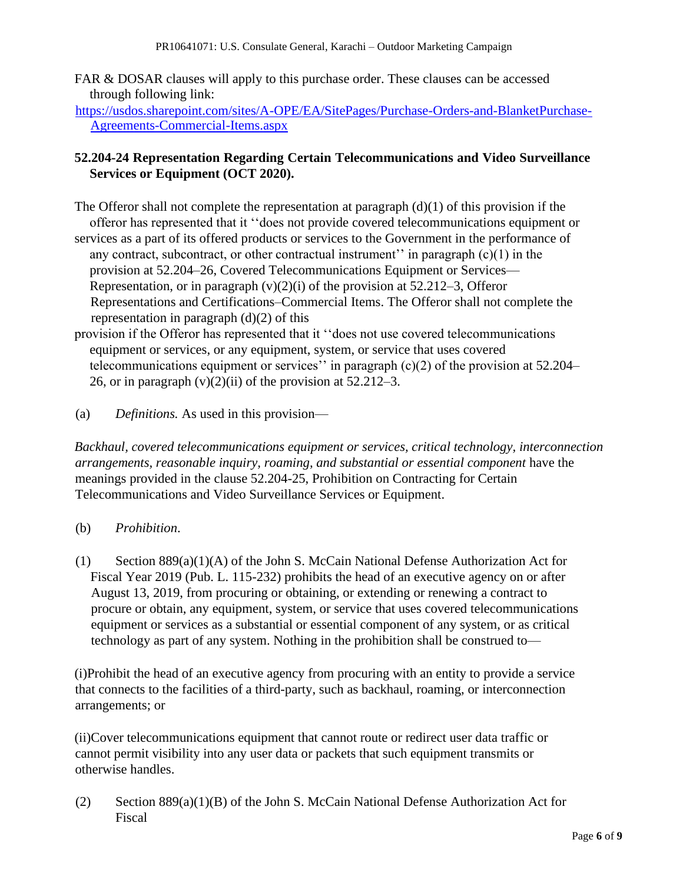FAR & DOSAR clauses will apply to this purchase order. These clauses can be accessed through following link:

https://usdos.sharepoint.com/sites/A-OPE/EA/SitePages/Purchase-Orders-and-BlanketPurchase-Agreements-Commercial-Items.aspx

**52.204-24 Representation Regarding Certain Telecommunications and Video Surveillance Services or Equipment (OCT 2020).**

The Offeror shall not complete the representation at paragraph (d)(1) of this provision if the offeror has represented that it ''does not provide covered telecommunications equipment or services as a part of its offered products or services to the Government in the performance of any contract, subcontract, or other contractual instrument'' in paragraph (c)(1) in the provision at 52.204–26, Covered Telecommunications Equipment or Services—Representation, or in paragraph (v)(2)(i) of the provision at 52.212–3, Offeror Representations and Certifications–Commercial Items. The Offeror shall not complete the representation in paragraph (d)(2) of this provision if the Offeror has represented that it ''does not use covered telecommunications equipment or services, or any equipment, system, or service that uses covered telecommunications equipment or services'' in paragraph (c)(2) of the provision at 52.204–26, or in paragraph (v)(2)(ii) of the provision at 52.212–3.

(a) *Definitions.* As used in this provision—

*Backhaul, covered telecommunications equipment or services, critical technology, interconnection arrangements, reasonable inquiry, roaming, and substantial or essential component* have the meanings provided in the clause 52.204-25, Prohibition on Contracting for Certain Telecommunications and Video Surveillance Services or Equipment.

(b) *Prohibition.*

(1) Section 889(a)(1)(A) of the John S. McCain National Defense Authorization Act for Fiscal Year 2019 (Pub. L. 115-232) prohibits the head of an executive agency on or after August 13, 2019, from procuring or obtaining, or extending or renewing a contract to procure or obtain, any equipment, system, or service that uses covered telecommunications equipment or services as a substantial or essential component of any system, or as critical technology as part of any system. Nothing in the prohibition shall be construed to—

(i)Prohibit the head of an executive agency from procuring with an entity to provide a service that connects to the facilities of a third-party, such as backhaul, roaming, or interconnection arrangements; or

(ii)Cover telecommunications equipment that cannot route or redirect user data traffic or cannot permit visibility into any user data or packets that such equipment transmits or otherwise handles.

(2) Section 889(a)(1)(B) of the John S. McCain National Defense Authorization Act for Fiscal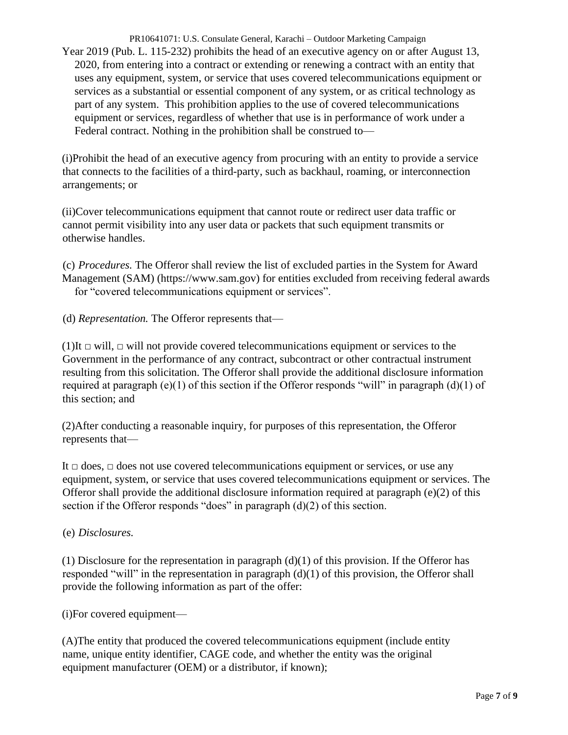Year 2019 (Pub. L. 115-232) prohibits the head of an executive agency on or after August 13, 2020, from entering into a contract or extending or renewing a contract with an entity that uses any equipment, system, or service that uses covered telecommunications equipment or services as a substantial or essential component of any system, or as critical technology as part of any system. This prohibition applies to the use of covered telecommunications equipment or services, regardless of whether that use is in performance of work under a Federal contract. Nothing in the prohibition shall be construed to—

(i)Prohibit the head of an executive agency from procuring with an entity to provide a service that connects to the facilities of a third-party, such as backhaul, roaming, or interconnection arrangements; or

(ii)Cover telecommunications equipment that cannot route or redirect user data traffic or cannot permit visibility into any user data or packets that such equipment transmits or otherwise handles.

(c) *Procedures.* The Offeror shall review the list of excluded parties in the System for Award Management (SAM) (https://www.sam.gov) for entities excluded from receiving federal awards for "covered telecommunications equipment or services".

(d) *Representation.* The Offeror represents that—

(1)It □ will, □ will not provide covered telecommunications equipment or services to the Government in the performance of any contract, subcontract or other contractual instrument resulting from this solicitation. The Offeror shall provide the additional disclosure information required at paragraph (e)(1) of this section if the Offeror responds "will" in paragraph (d)(1) of this section; and

(2)After conducting a reasonable inquiry, for purposes of this representation, the Offeror represents that—

It □ does, □ does not use covered telecommunications equipment or services, or use any equipment, system, or service that uses covered telecommunications equipment or services. The Offeror shall provide the additional disclosure information required at paragraph (e)(2) of this section if the Offeror responds "does" in paragraph (d)(2) of this section.

(e) *Disclosures.*

(1) Disclosure for the representation in paragraph (d)(1) of this provision. If the Offeror has responded "will" in the representation in paragraph (d)(1) of this provision, the Offeror shall provide the following information as part of the offer:

(i)For covered equipment—

(A)The entity that produced the covered telecommunications equipment (include entity name, unique entity identifier, CAGE code, and whether the entity was the original equipment manufacturer (OEM) or a distributor, if known);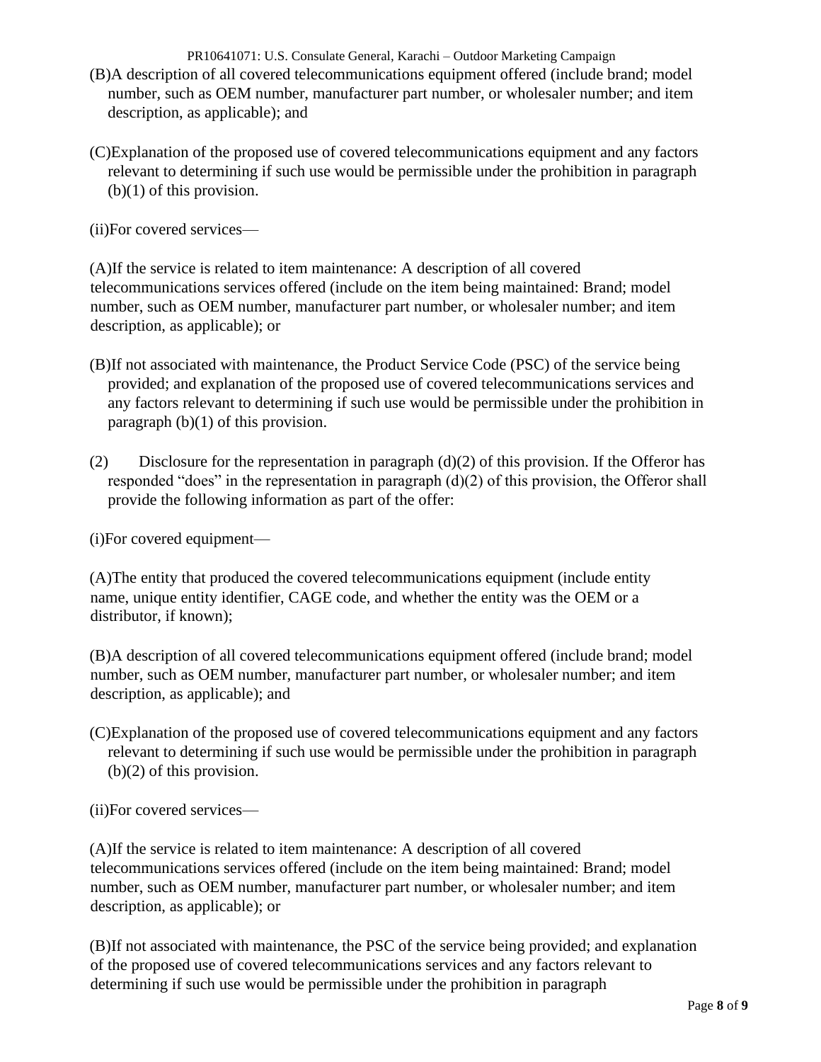(B)A description of all covered telecommunications equipment offered (include brand; model number, such as OEM number, manufacturer part number, or wholesaler number; and item description, as applicable); and

(C)Explanation of the proposed use of covered telecommunications equipment and any factors relevant to determining if such use would be permissible under the prohibition in paragraph (b)(1) of this provision.

(ii)For covered services—

(A)If the service is related to item maintenance: A description of all covered telecommunications services offered (include on the item being maintained: Brand; model number, such as OEM number, manufacturer part number, or wholesaler number; and item description, as applicable); or

(B)If not associated with maintenance, the Product Service Code (PSC) of the service being provided; and explanation of the proposed use of covered telecommunications services and any factors relevant to determining if such use would be permissible under the prohibition in paragraph (b)(1) of this provision.

(2) Disclosure for the representation in paragraph (d)(2) of this provision. If the Offeror has responded "does" in the representation in paragraph (d)(2) of this provision, the Offeror shall provide the following information as part of the offer:

(i)For covered equipment—

(A)The entity that produced the covered telecommunications equipment (include entity name, unique entity identifier, CAGE code, and whether the entity was the OEM or a distributor, if known);

(B)A description of all covered telecommunications equipment offered (include brand; model number, such as OEM number, manufacturer part number, or wholesaler number; and item description, as applicable); and

(C)Explanation of the proposed use of covered telecommunications equipment and any factors relevant to determining if such use would be permissible under the prohibition in paragraph (b)(2) of this provision.

(ii)For covered services—

(A)If the service is related to item maintenance: A description of all covered telecommunications services offered (include on the item being maintained: Brand; model number, such as OEM number, manufacturer part number, or wholesaler number; and item description, as applicable); or

(B)If not associated with maintenance, the PSC of the service being provided; and explanation of the proposed use of covered telecommunications services and any factors relevant to determining if such use would be permissible under the prohibition in paragraph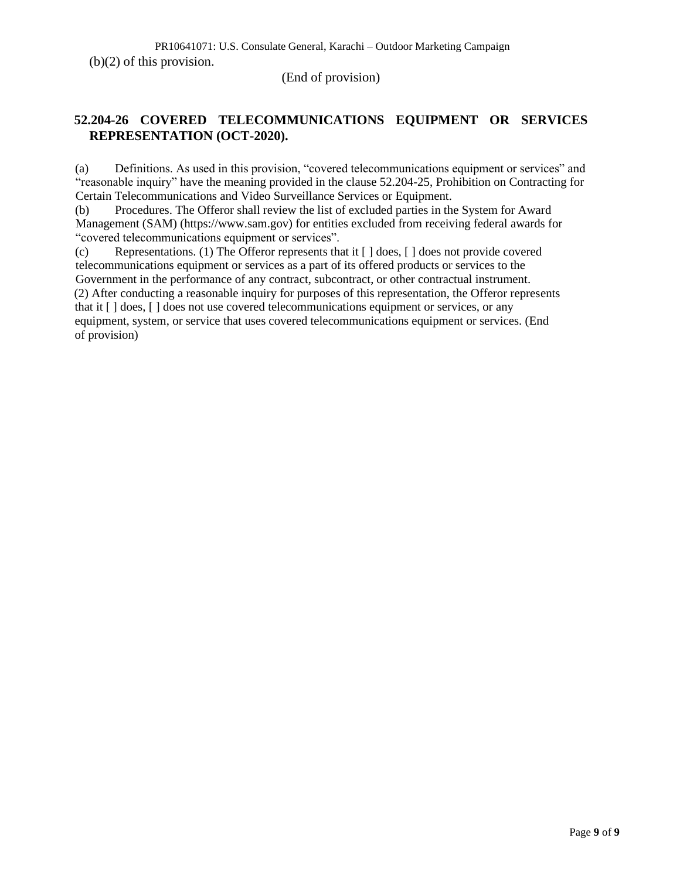(b)(2) of this provision.

(End of provision)

## 52.204-26 COVERED TELECOMMUNICATIONS EQUIPMENT OR SERVICES REPRESENTATION (OCT-2020).

(a) Definitions. As used in this provision, "covered telecommunications equipment or services" and "reasonable inquiry" have the meaning provided in the clause 52.204-25, Prohibition on Contracting for Certain Telecommunications and Video Surveillance Services or Equipment.

(b) Procedures. The Offeror shall review the list of excluded parties in the System for Award Management (SAM) (https://www.sam.gov) for entities excluded from receiving federal awards for "covered telecommunications equipment or services".

(c) Representations. (1) The Offeror represents that it [ ] does, [ ] does not provide covered telecommunications equipment or services as a part of its offered products or services to the Government in the performance of any contract, subcontract, or other contractual instrument.

(2) After conducting a reasonable inquiry for purposes of this representation, the Offeror represents that it [ ] does, [ ] does not use covered telecommunications equipment or services, or any equipment, system, or service that uses covered telecommunications equipment or services. (End of provision)